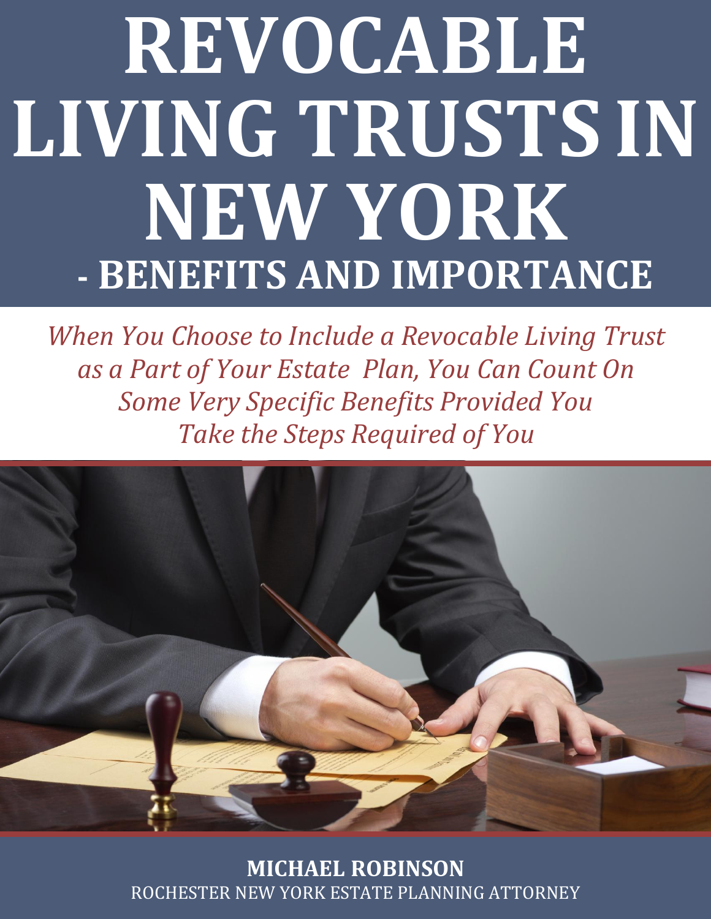# REVOCABLE LIVING TRUSTS IN NEW YORK - BENEFITS AND IMPORTANCE

*When You Choose to Include a Revocable Living Trust as a Part of Your Estate Plan, You Can Count On Some Very Specific Benefits Provided You Take the Steps Required of You*

**MICHAEL ROBINSON**

ROCHESTER NEW YORK ESTATE PLANNING ATTORNEY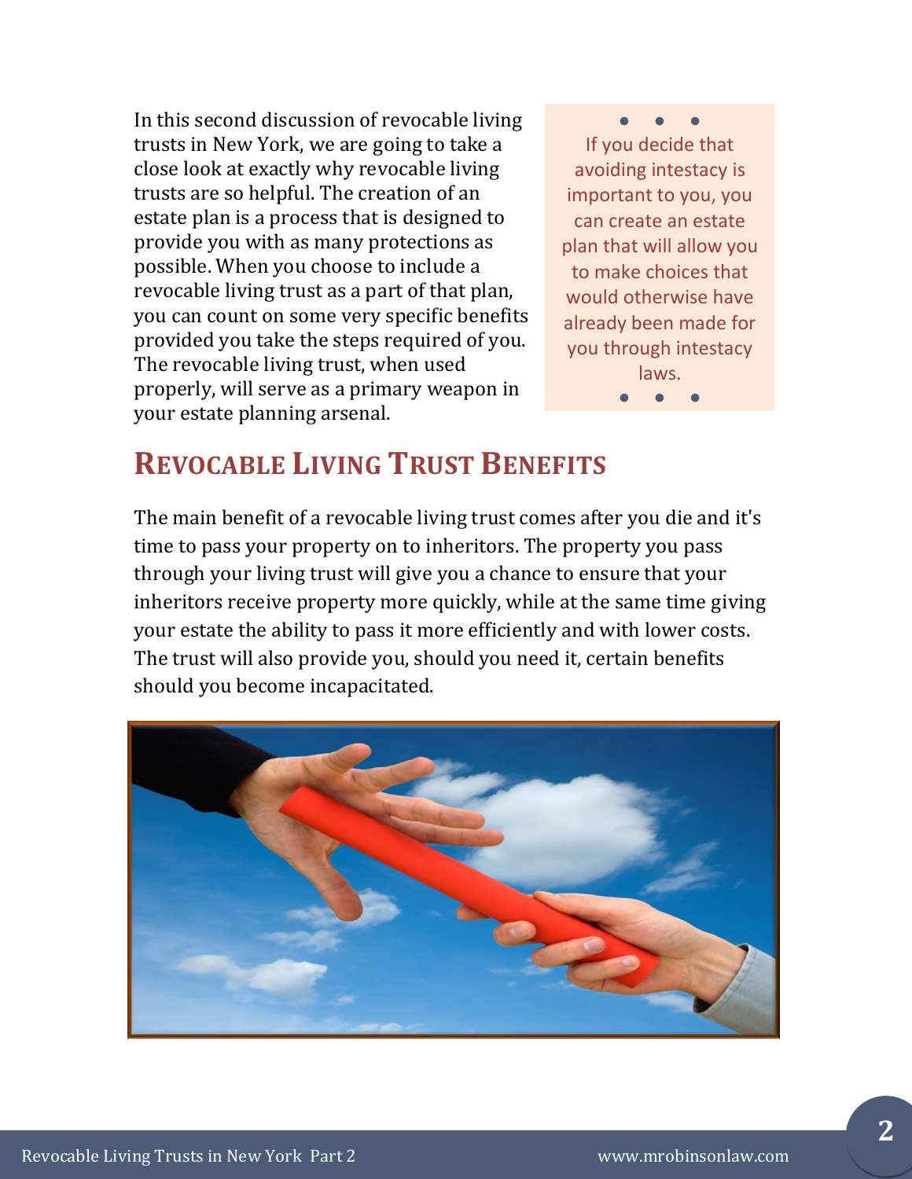In this second discussion of revocable living trusts in New York, we are going to take a close look at exactly why revocable living trusts are so helpful. The creation of an estate plan is a process that is designed to provide you with as many protections as possible. When you choose to include a revocable living trust as a part of that plan, you can count on some very specific benefits provided you take the steps required of you. The revocable living trust, when used properly, will serve as a primary weapon in your estate planning arsenal.

> If you decide that avoiding intestacy is important to you, you can create an estate plan that will allow you to make choices that would otherwise have already been made for you through intestacy laws.

## Revocable Living Trust Benefits

The main benefit of a revocable living trust comes after you die and it's time to pass your property on to inheritors. The property you pass through your living trust will give you a chance to ensure that your inheritors receive property more quickly, while at the same time giving your estate the ability to pass it more efficiently and with lower costs. The trust will also provide you, should you need it, certain benefits should you become incapacitated.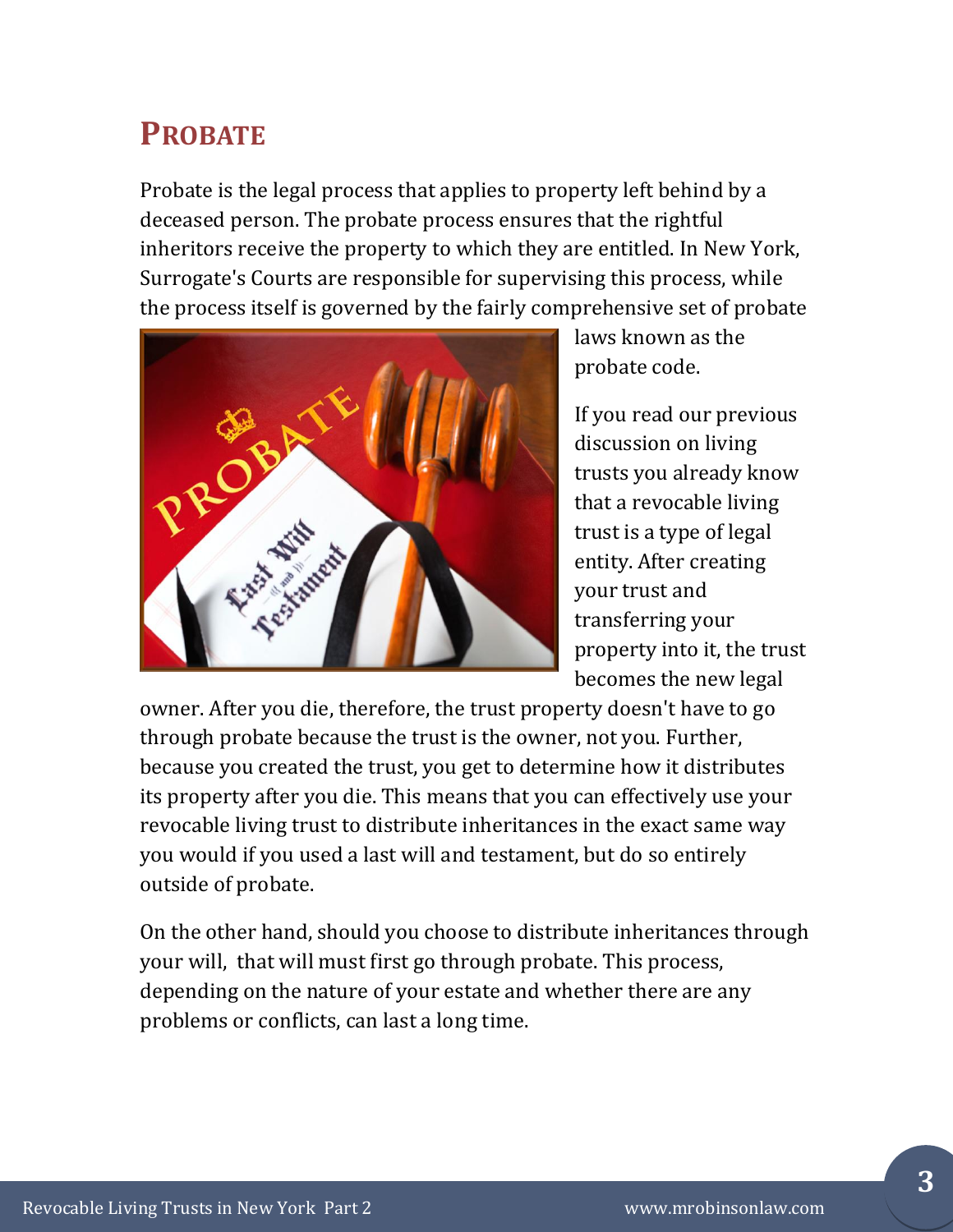## Probate

Probate is the legal process that applies to property left behind by a deceased person. The probate process ensures that the rightful inheritors receive the property to which they are entitled. In New York, Surrogate's Courts are responsible for supervising this process, while the process itself is governed by the fairly comprehensive set of probate laws known as the probate code.

If you read our previous discussion on living trusts you already know that a revocable living trust is a type of legal entity. After creating your trust and transferring your property into it, the trust becomes the new legal owner. After you die, therefore, the trust property doesn't have to go through probate because the trust is the owner, not you. Further, because you created the trust, you get to determine how it distributes its property after you die. This means that you can effectively use your revocable living trust to distribute inheritances in the exact same way you would if you used a last will and testament, but do so entirely outside of probate.

On the other hand, should you choose to distribute inheritances through your will, that will must first go through probate. This process, depending on the nature of your estate and whether there are any problems or conflicts, can last a long time.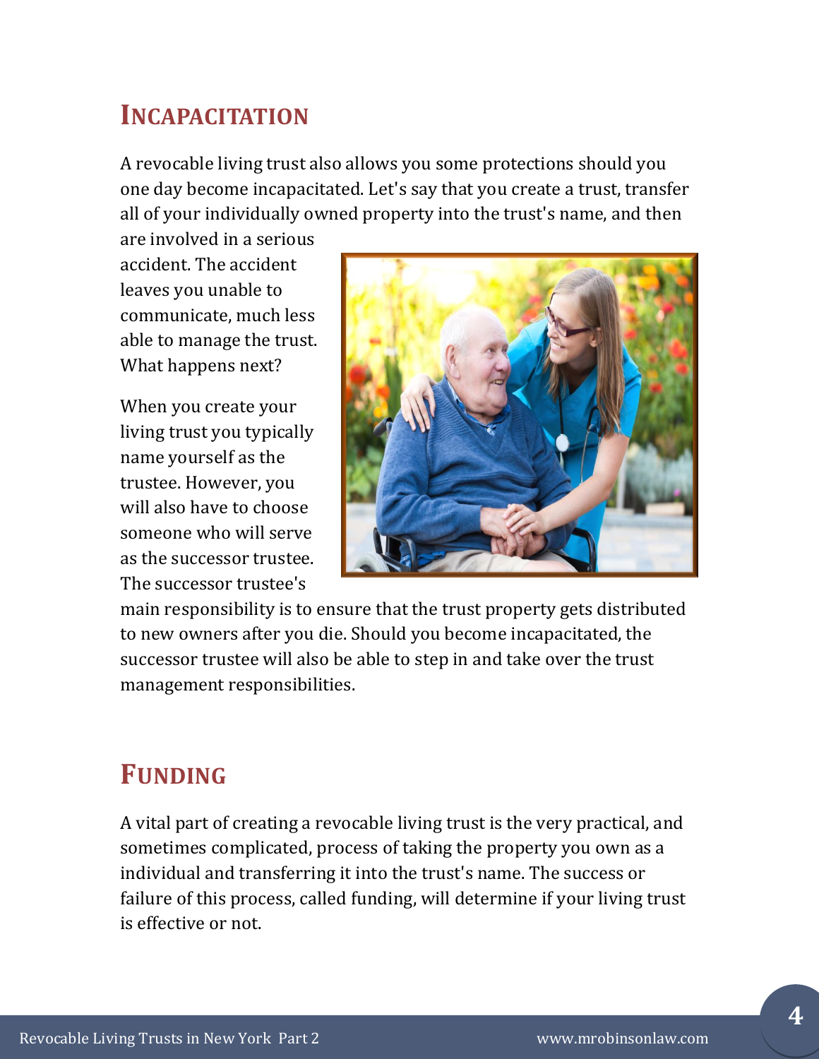## Incapacitation

A revocable living trust also allows you some protections should you one day become incapacitated. Let's say that you create a trust, transfer all of your individually owned property into the trust's name, and then are involved in a serious accident. The accident leaves you unable to communicate, much less able to manage the trust. What happens next?

When you create your living trust you typically name yourself as the trustee. However, you will also have to choose someone who will serve as the successor trustee. The successor trustee's main responsibility is to ensure that the trust property gets distributed to new owners after you die. Should you become incapacitated, the successor trustee will also be able to step in and take over the trust management responsibilities.

## Funding

A vital part of creating a revocable living trust is the very practical, and sometimes complicated, process of taking the property you own as a individual and transferring it into the trust's name. The success or failure of this process, called funding, will determine if your living trust is effective or not.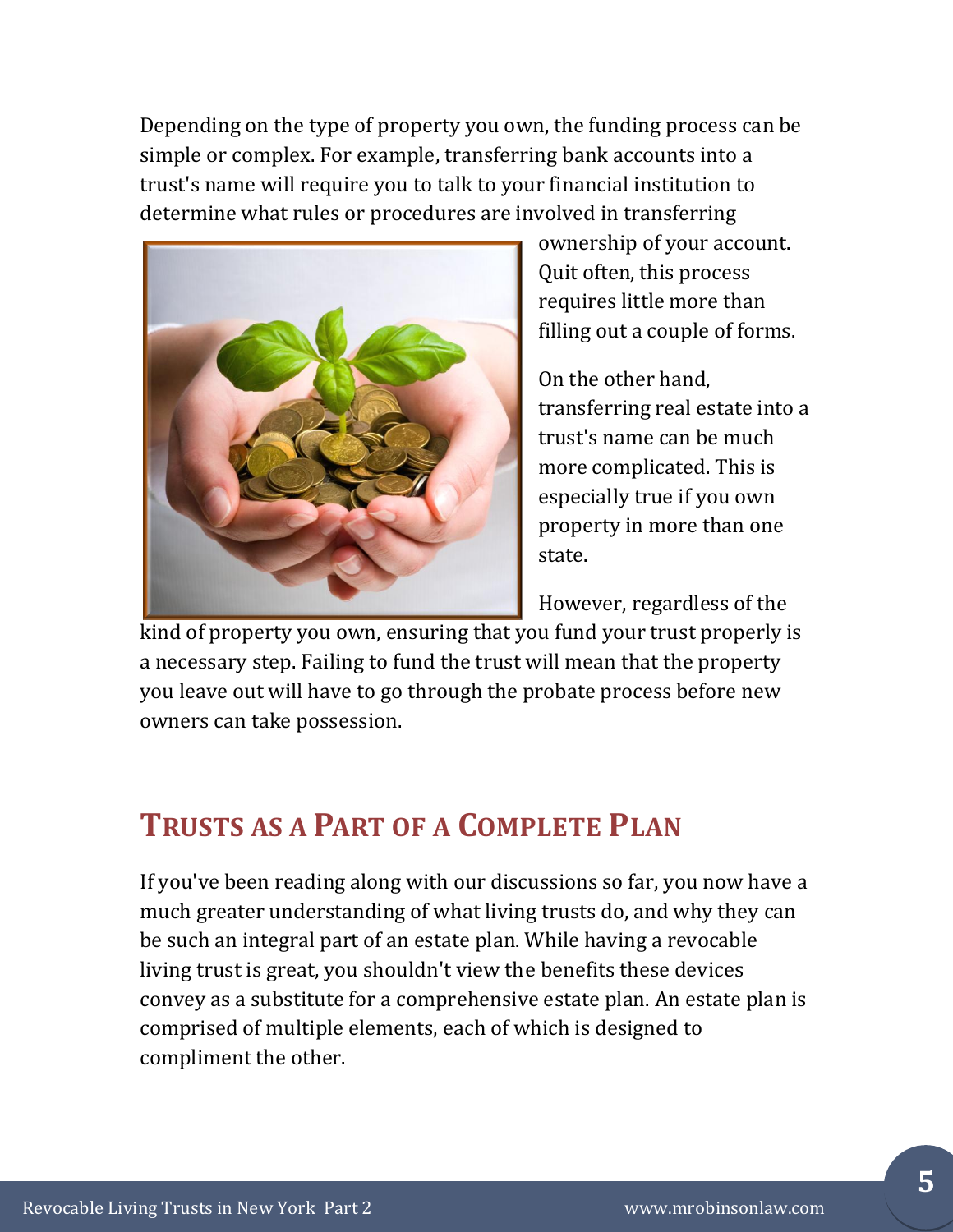Depending on the type of property you own, the funding process can be simple or complex. For example, transferring bank accounts into a trust's name will require you to talk to your financial institution to determine what rules or procedures are involved in transferring ownership of your account. Quit often, this process requires little more than filling out a couple of forms.

On the other hand, transferring real estate into a trust's name can be much more complicated. This is especially true if you own property in more than one state.

However, regardless of the kind of property you own, ensuring that you fund your trust properly is a necessary step. Failing to fund the trust will mean that the property you leave out will have to go through the probate process before new owners can take possession.

## TRUSTS AS A PART OF A COMPLETE PLAN

If you've been reading along with our discussions so far, you now have a much greater understanding of what living trusts do, and why they can be such an integral part of an estate plan. While having a revocable living trust is great, you shouldn't view the benefits these devices convey as a substitute for a comprehensive estate plan. An estate plan is comprised of multiple elements, each of which is designed to compliment the other.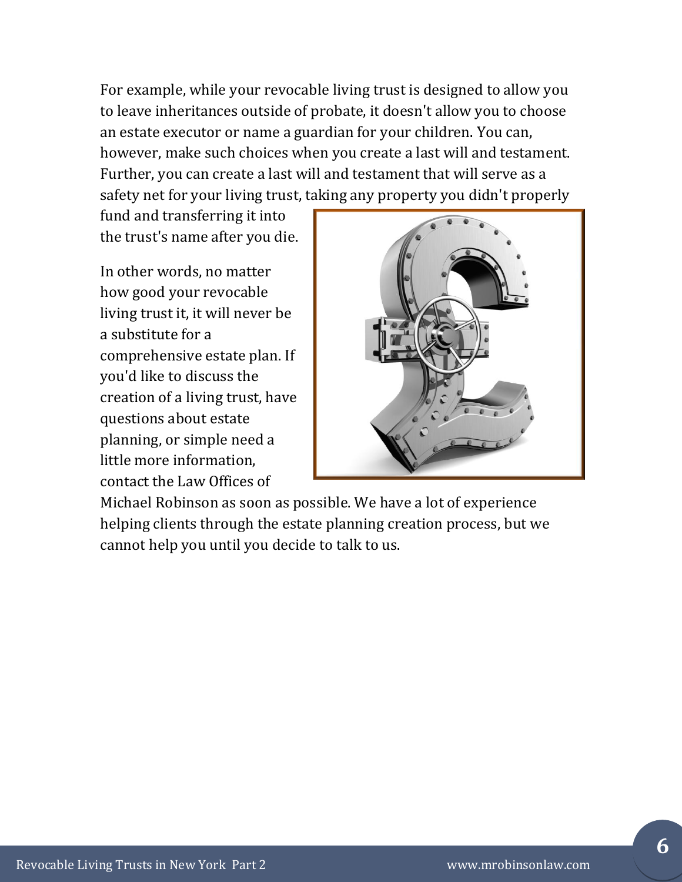For example, while your revocable living trust is designed to allow you to leave inheritances outside of probate, it doesn't allow you to choose an estate executor or name a guardian for your children. You can, however, make such choices when you create a last will and testament. Further, you can create a last will and testament that will serve as a safety net for your living trust, taking any property you didn't properly fund and transferring it into the trust's name after you die.

In other words, no matter how good your revocable living trust it, it will never be a substitute for a comprehensive estate plan. If you'd like to discuss the creation of a living trust, have questions about estate planning, or simple need a little more information, contact the Law Offices of Michael Robinson as soon as possible. We have a lot of experience helping clients through the estate planning creation process, but we cannot help you until you decide to talk to us.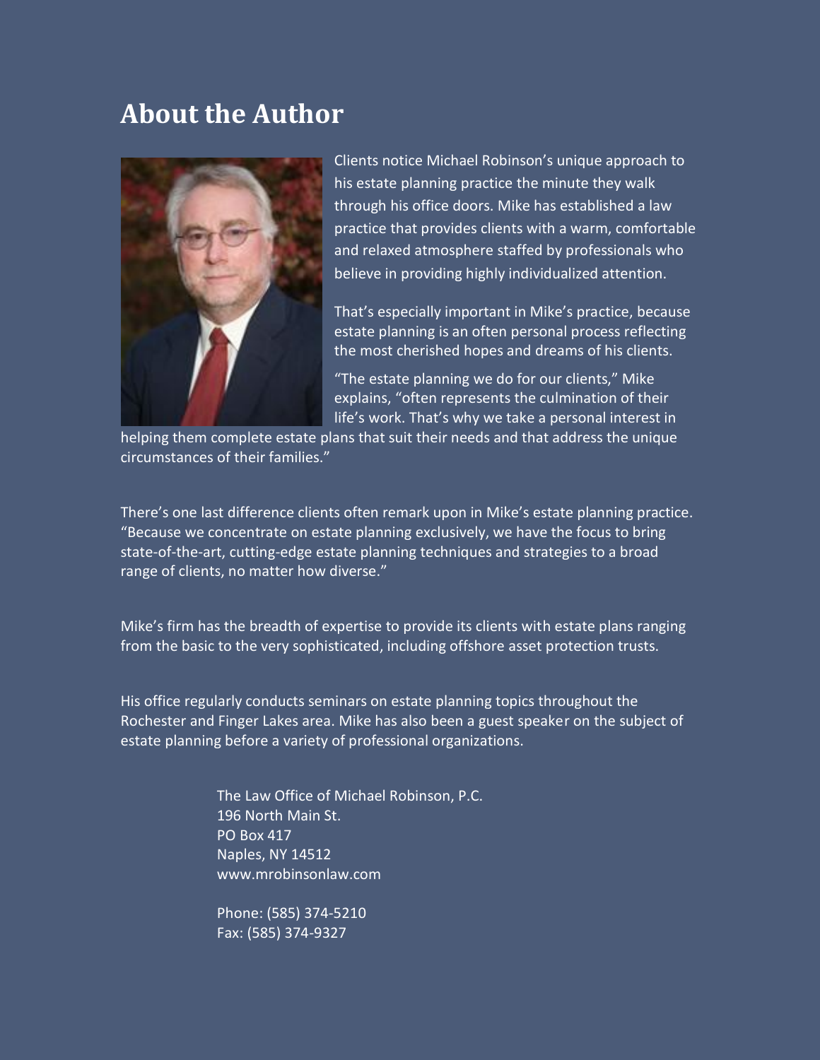## About the Author

Clients notice Michael Robinson's unique approach to his estate planning practice the minute they walk through his office doors. Mike has established a law practice that provides clients with a warm, comfortable and relaxed atmosphere staffed by professionals who believe in providing highly individualized attention.

That's especially important in Mike's practice, because estate planning is an often personal process reflecting the most cherished hopes and dreams of his clients.

"The estate planning we do for our clients," Mike explains, "often represents the culmination of their life's work. That's why we take a personal interest in helping them complete estate plans that suit their needs and that address the unique circumstances of their families."

There's one last difference clients often remark upon in Mike's estate planning practice. "Because we concentrate on estate planning exclusively, we have the focus to bring state-of-the-art, cutting-edge estate planning techniques and strategies to a broad range of clients, no matter how diverse."

Mike's firm has the breadth of expertise to provide its clients with estate plans ranging from the basic to the very sophisticated, including offshore asset protection trusts.

His office regularly conducts seminars on estate planning topics throughout the Rochester and Finger Lakes area. Mike has also been a guest speaker on the subject of estate planning before a variety of professional organizations.

The Law Office of Michael Robinson, P.C.
196 North Main St.
PO Box 417
Naples, NY 14512
www.mrobinsonlaw.com

Phone: (585) 374-5210
Fax: (585) 374-9327